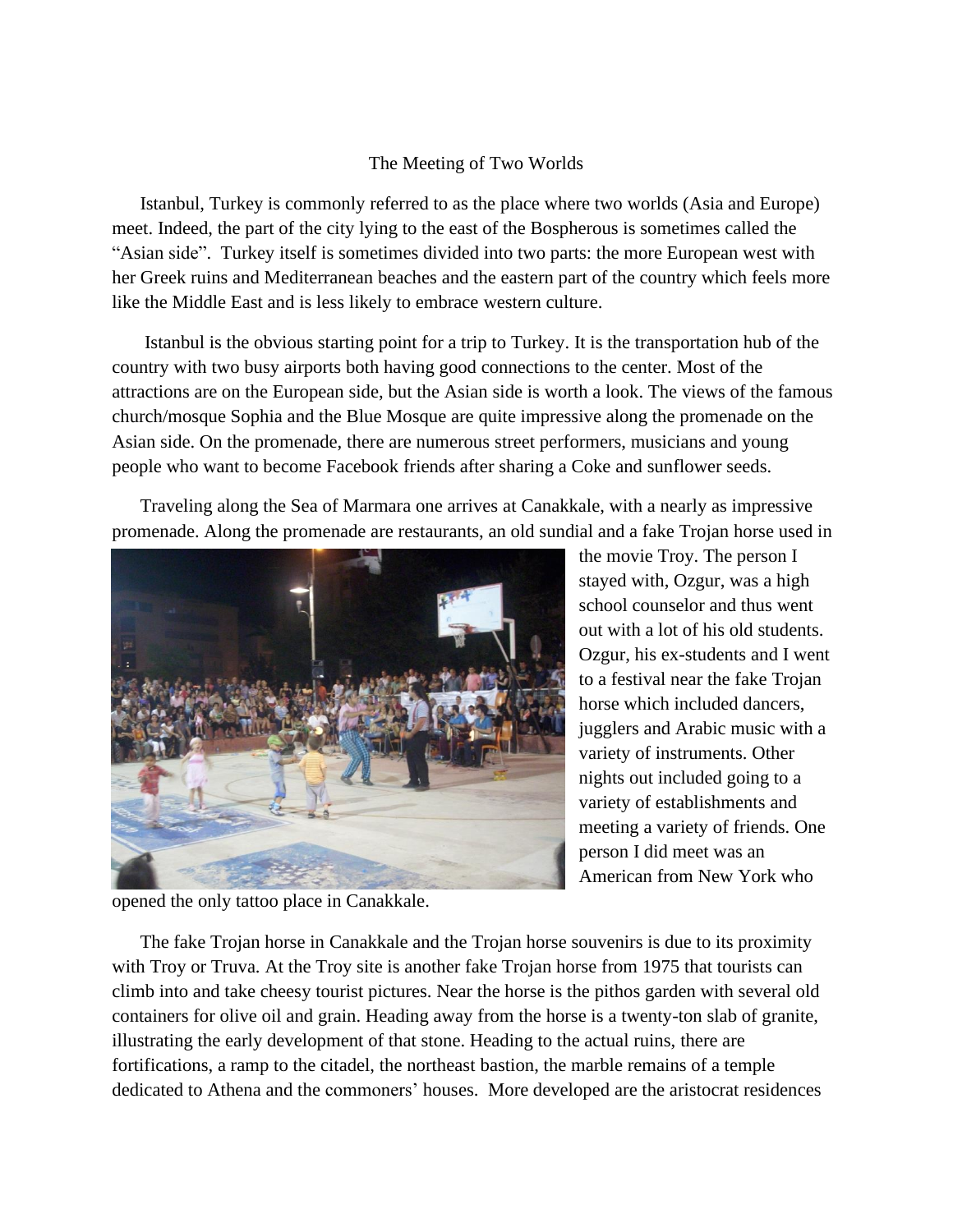# The Meeting of Two Worlds

Istanbul, Turkey is commonly referred to as the place where two worlds (Asia and Europe) meet. Indeed, the part of the city lying to the east of the Bospherous is sometimes called the "Asian side". Turkey itself is sometimes divided into two parts: the more European west with her Greek ruins and Mediterranean beaches and the eastern part of the country which feels more like the Middle East and is less likely to embrace western culture.

Istanbul is the obvious starting point for a trip to Turkey. It is the transportation hub of the country with two busy airports both having good connections to the center. Most of the attractions are on the European side, but the Asian side is worth a look. The views of the famous church/mosque Sophia and the Blue Mosque are quite impressive along the promenade on the Asian side. On the promenade, there are numerous street performers, musicians and young people who want to become Facebook friends after sharing a Coke and sunflower seeds.

Traveling along the Sea of Marmara one arrives at Canakkale, with a nearly as impressive promenade. Along the promenade are restaurants, an old sundial and a fake Trojan horse used in the movie Troy. The person I stayed with, Ozgur, was a high school counselor and thus went out with a lot of his old students. Ozgur, his ex-students and I went to a festival near the fake Trojan horse which included dancers, jugglers and Arabic music with a variety of instruments. Other nights out included going to a variety of establishments and meeting a variety of friends. One person I did meet was an American from New York who opened the only tattoo place in Canakkale.

The fake Trojan horse in Canakkale and the Trojan horse souvenirs is due to its proximity with Troy or Truva. At the Troy site is another fake Trojan horse from 1975 that tourists can climb into and take cheesy tourist pictures. Near the horse is the pithos garden with several old containers for olive oil and grain. Heading away from the horse is a twenty-ton slab of granite, illustrating the early development of that stone. Heading to the actual ruins, there are fortifications, a ramp to the citadel, the northeast bastion, the marble remains of a temple dedicated to Athena and the commoners' houses. More developed are the aristocrat residences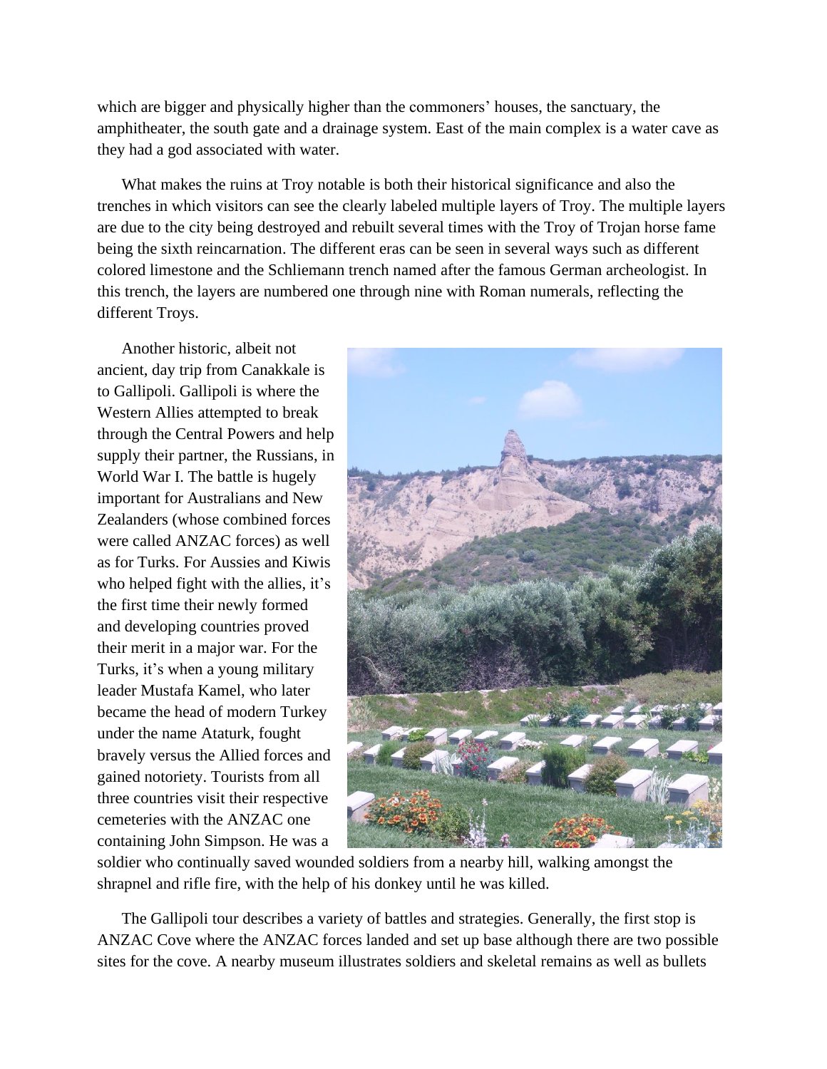which are bigger and physically higher than the commoners' houses, the sanctuary, the amphitheater, the south gate and a drainage system. East of the main complex is a water cave as they had a god associated with water.

What makes the ruins at Troy notable is both their historical significance and also the trenches in which visitors can see the clearly labeled multiple layers of Troy. The multiple layers are due to the city being destroyed and rebuilt several times with the Troy of Trojan horse fame being the sixth reincarnation. The different eras can be seen in several ways such as different colored limestone and the Schliemann trench named after the famous German archeologist. In this trench, the layers are numbered one through nine with Roman numerals, reflecting the different Troys.

Another historic, albeit not ancient, day trip from Canakkale is to Gallipoli. Gallipoli is where the Western Allies attempted to break through the Central Powers and help supply their partner, the Russians, in World War I. The battle is hugely important for Australians and New Zealanders (whose combined forces were called ANZAC forces) as well as for Turks. For Aussies and Kiwis who helped fight with the allies, it's the first time their newly formed and developing countries proved their merit in a major war. For the Turks, it's when a young military leader Mustafa Kamel, who later became the head of modern Turkey under the name Ataturk, fought bravely versus the Allied forces and gained notoriety. Tourists from all three countries visit their respective cemeteries with the ANZAC one containing John Simpson. He was a soldier who continually saved wounded soldiers from a nearby hill, walking amongst the shrapnel and rifle fire, with the help of his donkey until he was killed.

The Gallipoli tour describes a variety of battles and strategies. Generally, the first stop is ANZAC Cove where the ANZAC forces landed and set up base although there are two possible sites for the cove. A nearby museum illustrates soldiers and skeletal remains as well as bullets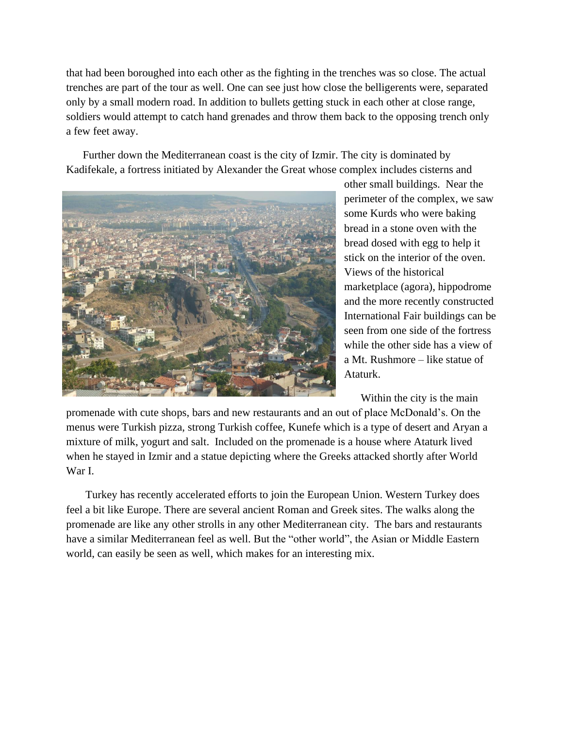that had been boroughed into each other as the fighting in the trenches was so close. The actual trenches are part of the tour as well. One can see just how close the belligerents were, separated only by a small modern road. In addition to bullets getting stuck in each other at close range, soldiers would attempt to catch hand grenades and throw them back to the opposing trench only a few feet away.

Further down the Mediterranean coast is the city of Izmir. The city is dominated by Kadifekale, a fortress initiated by Alexander the Great whose complex includes cisterns and other small buildings. Near the perimeter of the complex, we saw some Kurds who were baking bread in a stone oven with the bread dosed with egg to help it stick on the interior of the oven. Views of the historical marketplace (agora), hippodrome and the more recently constructed International Fair buildings can be seen from one side of the fortress while the other side has a view of a Mt. Rushmore – like statue of Ataturk.

Within the city is the main promenade with cute shops, bars and new restaurants and an out of place McDonald's. On the menus were Turkish pizza, strong Turkish coffee, Kunefe which is a type of desert and Aryan a mixture of milk, yogurt and salt. Included on the promenade is a house where Ataturk lived when he stayed in Izmir and a statue depicting where the Greeks attacked shortly after World War I.

Turkey has recently accelerated efforts to join the European Union. Western Turkey does feel a bit like Europe. There are several ancient Roman and Greek sites. The walks along the promenade are like any other strolls in any other Mediterranean city. The bars and restaurants have a similar Mediterranean feel as well. But the "other world", the Asian or Middle Eastern world, can easily be seen as well, which makes for an interesting mix.